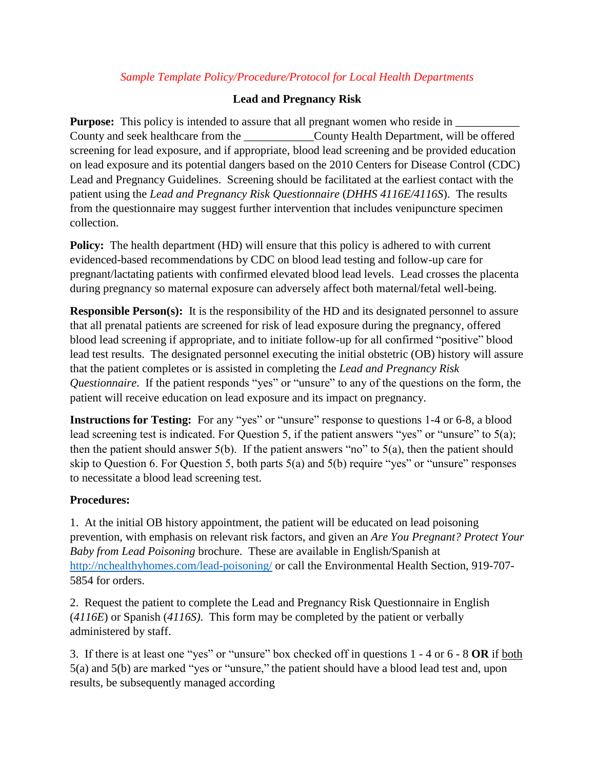*Sample Template Policy/Procedure/Protocol for Local Health Departments*

## Lead and Pregnancy Risk

**Purpose:** This policy is intended to assure that all pregnant women who reside in ___________ County and seek healthcare from the ____________County Health Department, will be offered screening for lead exposure, and if appropriate, blood lead screening and be provided education on lead exposure and its potential dangers based on the 2010 Centers for Disease Control (CDC) Lead and Pregnancy Guidelines. Screening should be facilitated at the earliest contact with the patient using the *Lead and Pregnancy Risk Questionnaire* (*DHHS 4116E/4116S*). The results from the questionnaire may suggest further intervention that includes venipuncture specimen collection.

**Policy:** The health department (HD) will ensure that this policy is adhered to with current evidenced-based recommendations by CDC on blood lead testing and follow-up care for pregnant/lactating patients with confirmed elevated blood lead levels. Lead crosses the placenta during pregnancy so maternal exposure can adversely affect both maternal/fetal well-being.

**Responsible Person(s):** It is the responsibility of the HD and its designated personnel to assure that all prenatal patients are screened for risk of lead exposure during the pregnancy, offered blood lead screening if appropriate, and to initiate follow-up for all confirmed "positive" blood lead test results. The designated personnel executing the initial obstetric (OB) history will assure that the patient completes or is assisted in completing the *Lead and Pregnancy Risk Questionnaire*. If the patient responds "yes" or "unsure" to any of the questions on the form, the patient will receive education on lead exposure and its impact on pregnancy.

**Instructions for Testing:** For any "yes" or "unsure" response to questions 1-4 or 6-8, a blood lead screening test is indicated. For Question 5, if the patient answers "yes" or "unsure" to 5(a); then the patient should answer 5(b). If the patient answers "no" to 5(a), then the patient should skip to Question 6. For Question 5, both parts 5(a) and 5(b) require "yes" or "unsure" responses to necessitate a blood lead screening test.

**Procedures:**

1. At the initial OB history appointment, the patient will be educated on lead poisoning prevention, with emphasis on relevant risk factors, and given an *Are You Pregnant? Protect Your Baby from Lead Poisoning* brochure. These are available in English/Spanish at [http://nchealthyhomes.com/lead-poisoning/](http://nchealthyhomes.com/lead-poisoning/) or call the Environmental Health Section, 919-707-5854 for orders.

2. Request the patient to complete the Lead and Pregnancy Risk Questionnaire in English (*4116E*) or Spanish (*4116S)*. This form may be completed by the patient or verbally administered by staff.

3. If there is at least one "yes" or "unsure" box checked off in questions 1 - 4 or 6 - 8 **OR** if <u>both</u> 5(a) and 5(b) are marked "yes or "unsure," the patient should have a blood lead test and, upon results, be subsequently managed according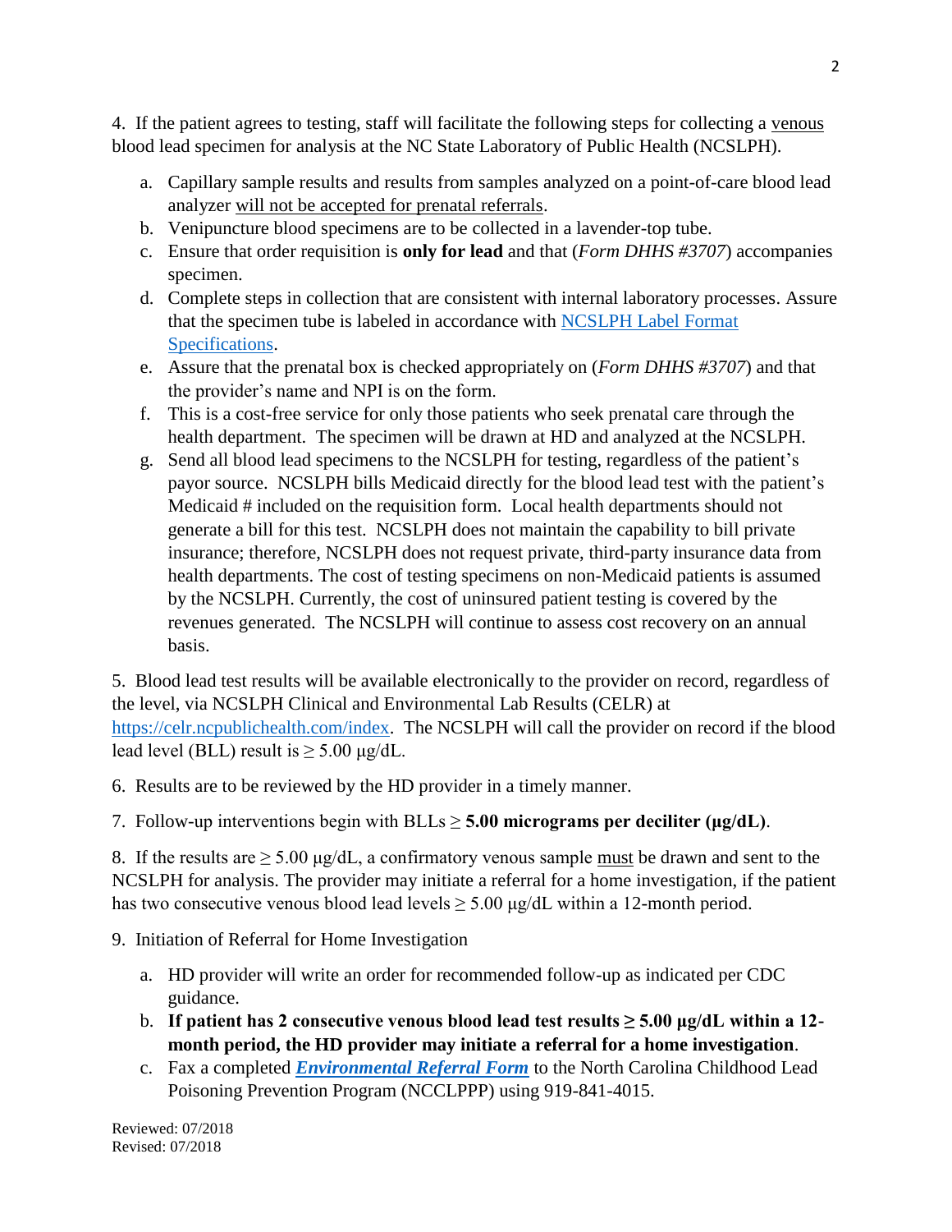4. If the patient agrees to testing, staff will facilitate the following steps for collecting a venous blood lead specimen for analysis at the NC State Laboratory of Public Health (NCSLPH).

   a. Capillary sample results and results from samples analyzed on a point-of-care blood lead analyzer will not be accepted for prenatal referrals.
   b. Venipuncture blood specimens are to be collected in a lavender-top tube.
   c. Ensure that order requisition is **only for lead** and that (*Form DHHS #3707*) accompanies specimen.
   d. Complete steps in collection that are consistent with internal laboratory processes. Assure that the specimen tube is labeled in accordance with [NCSLPH Label Format Specifications](#).
   e. Assure that the prenatal box is checked appropriately on (*Form DHHS #3707*) and that the provider's name and NPI is on the form.
   f. This is a cost-free service for only those patients who seek prenatal care through the health department. The specimen will be drawn at HD and analyzed at the NCSLPH.
   g. Send all blood lead specimens to the NCSLPH for testing, regardless of the patient's payor source. NCSLPH bills Medicaid directly for the blood lead test with the patient's Medicaid # included on the requisition form. Local health departments should not generate a bill for this test. NCSLPH does not maintain the capability to bill private insurance; therefore, NCSLPH does not request private, third-party insurance data from health departments. The cost of testing specimens on non-Medicaid patients is assumed by the NCSLPH. Currently, the cost of uninsured patient testing is covered by the revenues generated. The NCSLPH will continue to assess cost recovery on an annual basis.

5. Blood lead test results will be available electronically to the provider on record, regardless of the level, via NCSLPH Clinical and Environmental Lab Results (CELR) at https://celr.ncpublichealth.com/index. The NCSLPH will call the provider on record if the blood lead level (BLL) result is ≥ 5.00 µg/dL.

6. Results are to be reviewed by the HD provider in a timely manner.

7. Follow-up interventions begin with BLLs ≥ **5.00 micrograms per deciliter (µg/dL)**.

8. If the results are ≥ 5.00 µg/dL, a confirmatory venous sample must be drawn and sent to the NCSLPH for analysis. The provider may initiate a referral for a home investigation, if the patient has two consecutive venous blood lead levels ≥ 5.00 µg/dL within a 12-month period.

9. Initiation of Referral for Home Investigation

   a. HD provider will write an order for recommended follow-up as indicated per CDC guidance.
   b. **If patient has 2 consecutive venous blood lead test results ≥ 5.00 µg/dL within a 12-month period, the HD provider may initiate a referral for a home investigation**.
   c. Fax a completed ***[Environmental Referral Form](#)*** to the North Carolina Childhood Lead Poisoning Prevention Program (NCCLPPP) using 919-841-4015.

Reviewed: 07/2018
Revised: 07/2018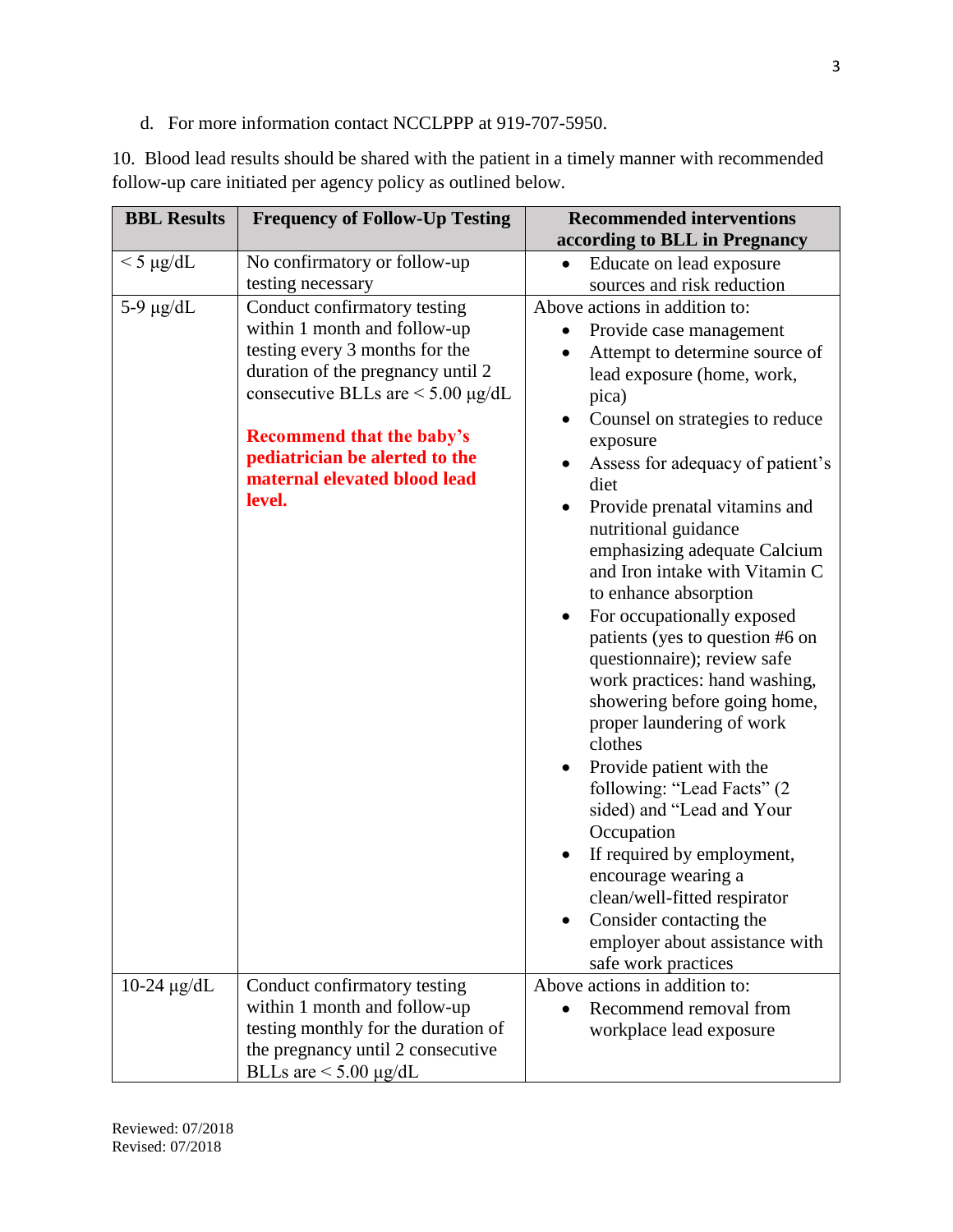d. For more information contact NCCLPPP at 919-707-5950.

10. Blood lead results should be shared with the patient in a timely manner with recommended follow-up care initiated per agency policy as outlined below.

| BBL Results | Frequency of Follow-Up Testing | Recommended interventions according to BLL in Pregnancy |
|---|---|---|
| < 5 µg/dL | No confirmatory or follow-up testing necessary | • Educate on lead exposure sources and risk reduction |
| 5-9 µg/dL | Conduct confirmatory testing within 1 month and follow-up testing every 3 months for the duration of the pregnancy until 2 consecutive BLLs are < 5.00 µg/dL<br><br>**Recommend that the baby's pediatrician be alerted to the maternal elevated blood lead level.** | Above actions in addition to:<br>• Provide case management<br>• Attempt to determine source of lead exposure (home, work, pica)<br>• Counsel on strategies to reduce exposure<br>• Assess for adequacy of patient's diet<br>• Provide prenatal vitamins and nutritional guidance emphasizing adequate Calcium and Iron intake with Vitamin C to enhance absorption<br>• For occupationally exposed patients (yes to question #6 on questionnaire); review safe work practices: hand washing, showering before going home, proper laundering of work clothes<br>• Provide patient with the following: "Lead Facts" (2 sided) and "Lead and Your Occupation<br>• If required by employment, encourage wearing a clean/well-fitted respirator<br>• Consider contacting the employer about assistance with safe work practices |
| 10-24 µg/dL | Conduct confirmatory testing within 1 month and follow-up testing monthly for the duration of the pregnancy until 2 consecutive BLLs are < 5.00 µg/dL | Above actions in addition to:<br>• Recommend removal from workplace lead exposure |

Reviewed: 07/2018
Revised: 07/2018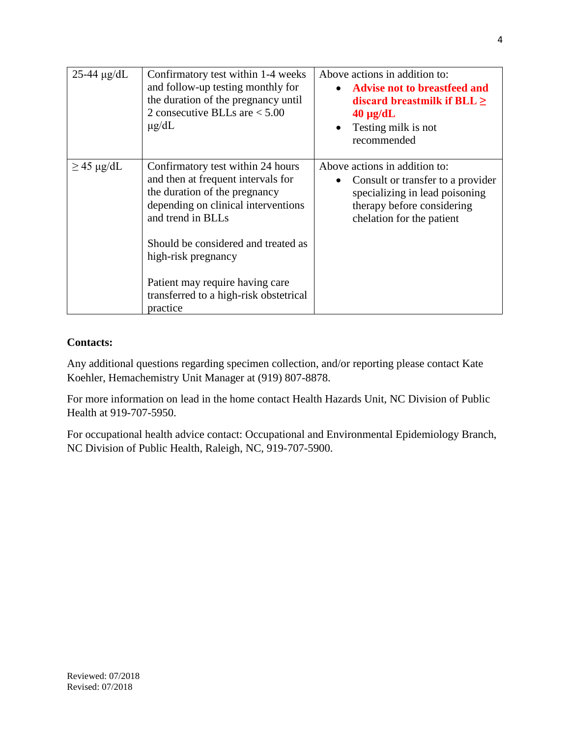| | | |
|---|---|---|
| 25-44 µg/dL | Confirmatory test within 1-4 weeks and follow-up testing monthly for the duration of the pregnancy until 2 consecutive BLLs are < 5.00 µg/dL | Above actions in addition to:<br>• **Advise not to breastfeed and discard breastmilk if BLL ≥ 40 µg/dL**<br>• Testing milk is not recommended |
| ≥ 45 µg/dL | Confirmatory test within 24 hours and then at frequent intervals for the duration of the pregnancy depending on clinical interventions and trend in BLLs<br><br>Should be considered and treated as high-risk pregnancy<br><br>Patient may require having care transferred to a high-risk obstetrical practice | Above actions in addition to:<br>• Consult or transfer to a provider specializing in lead poisoning therapy before considering chelation for the patient |

**Contacts:**

Any additional questions regarding specimen collection, and/or reporting please contact Kate Koehler, Hemachemistry Unit Manager at (919) 807-8878.

For more information on lead in the home contact Health Hazards Unit, NC Division of Public Health at 919-707-5950.

For occupational health advice contact: Occupational and Environmental Epidemiology Branch, NC Division of Public Health, Raleigh, NC, 919-707-5900.

Reviewed: 07/2018
Revised: 07/2018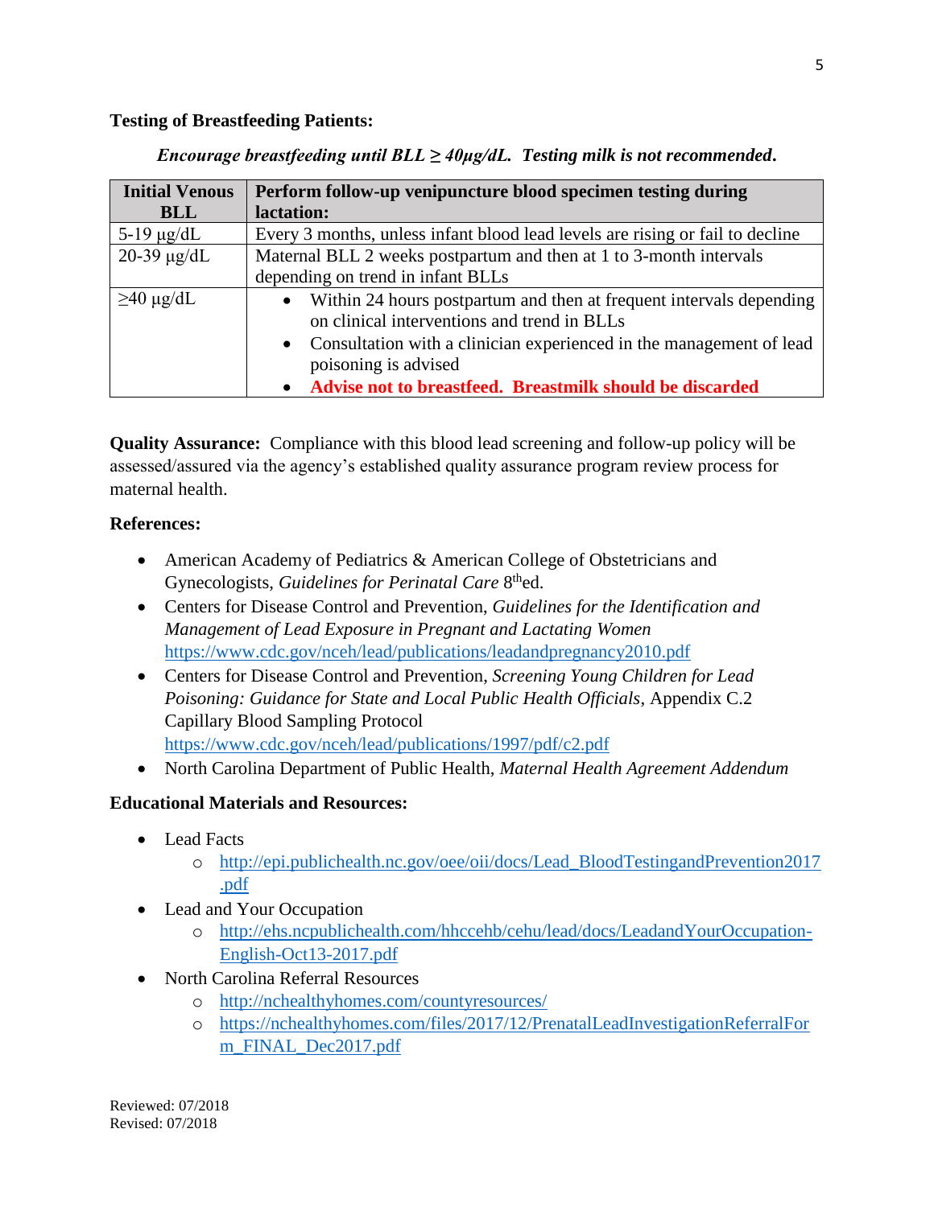**Testing of Breastfeeding Patients:**

***Encourage breastfeeding until BLL ≥ 40μg/dL. Testing milk is not recommended.***

| Initial Venous BLL | Perform follow-up venipuncture blood specimen testing during lactation: |
|---|---|
| 5-19 μg/dL | Every 3 months, unless infant blood lead levels are rising or fail to decline |
| 20-39 μg/dL | Maternal BLL 2 weeks postpartum and then at 1 to 3-month intervals depending on trend in infant BLLs |
| ≥40 μg/dL | • Within 24 hours postpartum and then at frequent intervals depending on clinical interventions and trend in BLLs<br>• Consultation with a clinician experienced in the management of lead poisoning is advised<br>• **Advise not to breastfeed. Breastmilk should be discarded** |

**Quality Assurance:** Compliance with this blood lead screening and follow-up policy will be assessed/assured via the agency's established quality assurance program review process for maternal health.

**References:**

- American Academy of Pediatrics & American College of Obstetricians and Gynecologists, *Guidelines for Perinatal Care* 8th ed.
- Centers for Disease Control and Prevention, *Guidelines for the Identification and Management of Lead Exposure in Pregnant and Lactating Women* https://www.cdc.gov/nceh/lead/publications/leadandpregnancy2010.pdf
- Centers for Disease Control and Prevention, *Screening Young Children for Lead Poisoning: Guidance for State and Local Public Health Officials*, Appendix C.2 Capillary Blood Sampling Protocol https://www.cdc.gov/nceh/lead/publications/1997/pdf/c2.pdf
- North Carolina Department of Public Health, *Maternal Health Agreement Addendum*

**Educational Materials and Resources:**

- Lead Facts
  - http://epi.publichealth.nc.gov/oee/oii/docs/Lead_BloodTestingandPrevention2017.pdf
- Lead and Your Occupation
  - http://ehs.ncpublichealth.com/hhccehb/cehu/lead/docs/LeadandYourOccupation-English-Oct13-2017.pdf
- North Carolina Referral Resources
  - http://nchealthyhomes.com/countyresources/
  - https://nchealthyhomes.com/files/2017/12/PrenatalLeadInvestigationReferralForm_FINAL_Dec2017.pdf

Reviewed: 07/2018
Revised: 07/2018